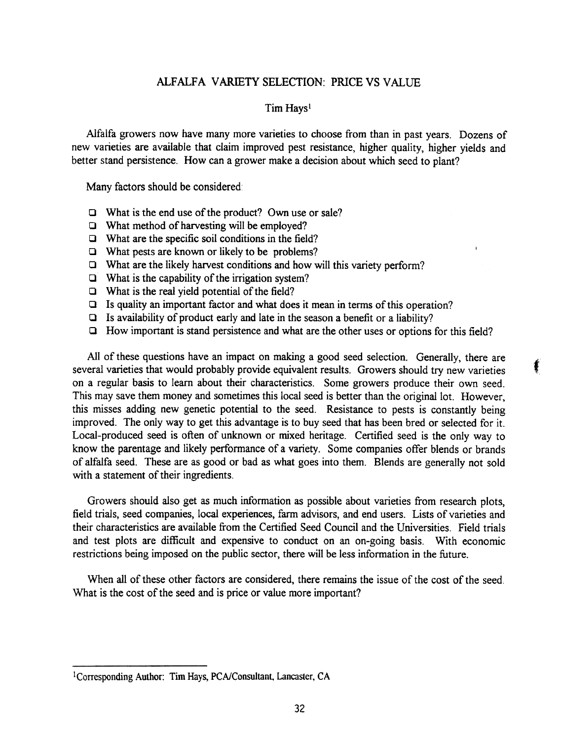# ALFALFA VARIETY SELECTION: PRICE VS VALUE

Tim Hays[1]

Alfalfa growers now have many more varieties to choose from than in past years. Dozens of new varieties are available that claim improved pest resistance, higher quality, higher yields and better stand persistence. How can a grower make a decision about which seed to plant?

Many factors should be considered:

- What is the end use of the product? Own use or sale?
- What method of harvesting will be employed?
- What are the specific soil conditions in the field?
- What pests are known or likely to be problems?
- What are the likely harvest conditions and how will this variety perform?
- What is the capability of the irrigation system?
- What is the real yield potential of the field?
- Is quality an important factor and what does it mean in terms of this operation?
- Is availability of product early and late in the season a benefit or a liability?
- How important is stand persistence and what are the other uses or options for this field?

All of these questions have an impact on making a good seed selection. Generally, there are several varieties that would probably provide equivalent results. Growers should try new varieties on a regular basis to learn about their characteristics. Some growers produce their own seed. This may save them money and sometimes this local seed is better than the original lot. However, this misses adding new genetic potential to the seed. Resistance to pests is constantly being improved. The only way to get this advantage is to buy seed that has been bred or selected for it. Local-produced seed is often of unknown or mixed heritage. Certified seed is the only way to know the parentage and likely performance of a variety. Some companies offer blends or brands of alfalfa seed. These are as good or bad as what goes into them. Blends are generally not sold with a statement of their ingredients.

Growers should also get as much information as possible about varieties from research plots, field trials, seed companies, local experiences, farm advisors, and end users. Lists of varieties and their characteristics are available from the Certified Seed Council and the Universities. Field trials and test plots are difficult and expensive to conduct on an on-going basis. With economic restrictions being imposed on the public sector, there will be less information in the future.

When all of these other factors are considered, there remains the issue of the cost of the seed. What is the cost of the seed and is price or value more important?

---

[1] Corresponding Author: Tim Hays, PCA/Consultant, Lancaster, CA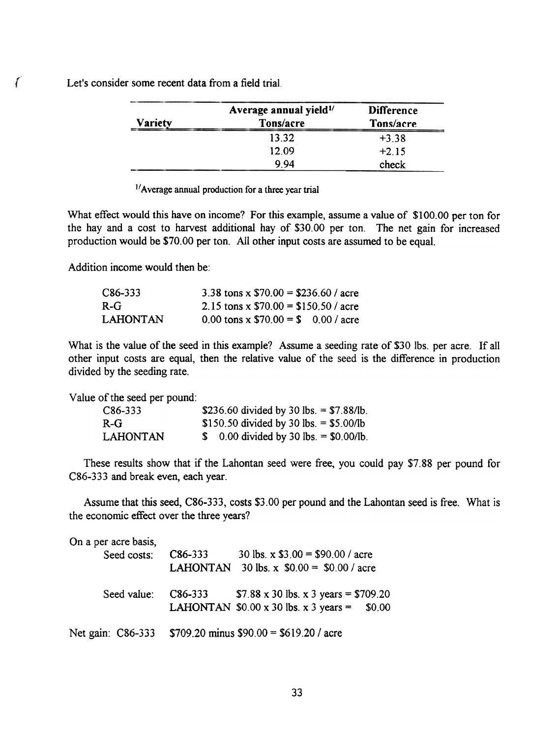Let's consider some recent data from a field trial.

| Variety | Average annual yield[1/] Tons/acre | Difference Tons/acre |
|---|---|---|
| | 13.32 | +3.38 |
| | 12.09 | +2.15 |
| | 9.94 | check |

[1/]Average annual production for a three year trial

What effect would this have on income? For this example, assume a value of $100.00 per ton for the hay and a cost to harvest additional hay of $30.00 per ton. The net gain for increased production would be $70.00 per ton. All other input costs are assumed to be equal.

Addition income would then be:

| | |
|---|---|
| C86-333 | 3.38 tons x $70.00 = $236.60 / acre |
| R-G | 2.15 tons x $70.00 = $150.50 / acre |
| LAHONTAN | 0.00 tons x $70.00 = $ 0.00 / acre |

What is the value of the seed in this example? Assume a seeding rate of $30 lbs. per acre. If all other input costs are equal, then the relative value of the seed is the difference in production divided by the seeding rate.

Value of the seed per pound:

| | |
|---|---|
| C86-333 | $236.60 divided by 30 lbs. = $7.88/lb. |
| R-G | $150.50 divided by 30 lbs. = $5.00/lb |
| LAHONTAN | $ 0.00 divided by 30 lbs. = $0.00/lb. |

These results show that if the Lahontan seed were free, you could pay $7.88 per pound for C86-333 and break even, each year.

Assume that this seed, C86-333, costs $3.00 per pound and the Lahontan seed is free. What is the economic effect over the three years?

On a per acre basis,

| | | |
|---|---|---|
| Seed costs: | C86-333 | 30 lbs. x $3.00 = $90.00 / acre |
| | LAHONTAN | 30 lbs. x $0.00 = $0.00 / acre |
| Seed value: | C86-333 | $7.88 x 30 lbs. x 3 years = $709.20 |
| | LAHONTAN | $0.00 x 30 lbs. x 3 years = $0.00 |

Net gain: C86-333 $709.20 minus $90.00 = $619.20 / acre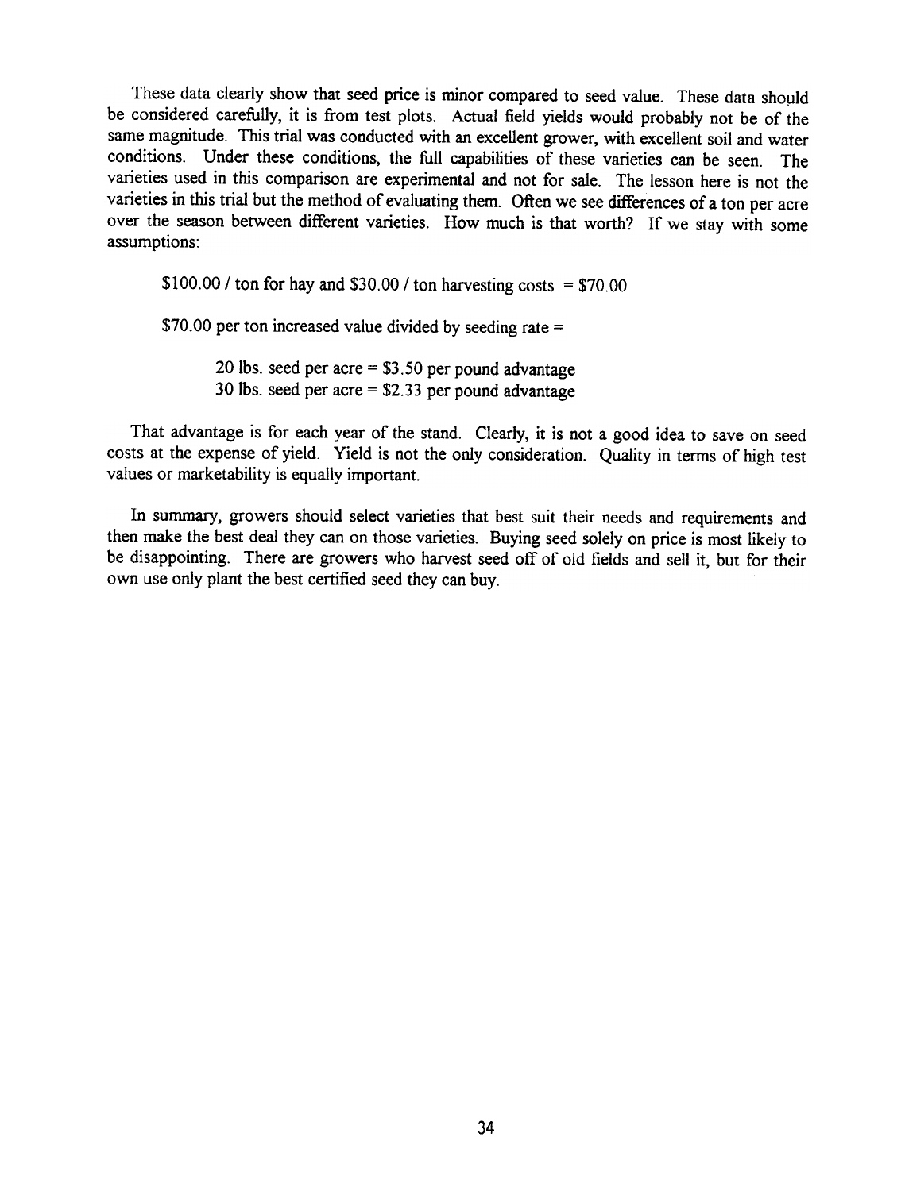These data clearly show that seed price is minor compared to seed value. These data should be considered carefully, it is from test plots. Actual field yields would probably not be of the same magnitude. This trial was conducted with an excellent grower, with excellent soil and water conditions. Under these conditions, the full capabilities of these varieties can be seen. The varieties used in this comparison are experimental and not for sale. The lesson here is not the varieties in this trial but the method of evaluating them. Often we see differences of a ton per acre over the season between different varieties. How much is that worth? If we stay with some assumptions:

$100.00 / ton for hay and $30.00 / ton harvesting costs = $70.00

$70.00 per ton increased value divided by seeding rate =

> 20 lbs. seed per acre = $3.50 per pound advantage
> 30 lbs. seed per acre = $2.33 per pound advantage

That advantage is for each year of the stand. Clearly, it is not a good idea to save on seed costs at the expense of yield. Yield is not the only consideration. Quality in terms of high test values or marketability is equally important.

In summary, growers should select varieties that best suit their needs and requirements and then make the best deal they can on those varieties. Buying seed solely on price is most likely to be disappointing. There are growers who harvest seed off of old fields and sell it, but for their own use only plant the best certified seed they can buy.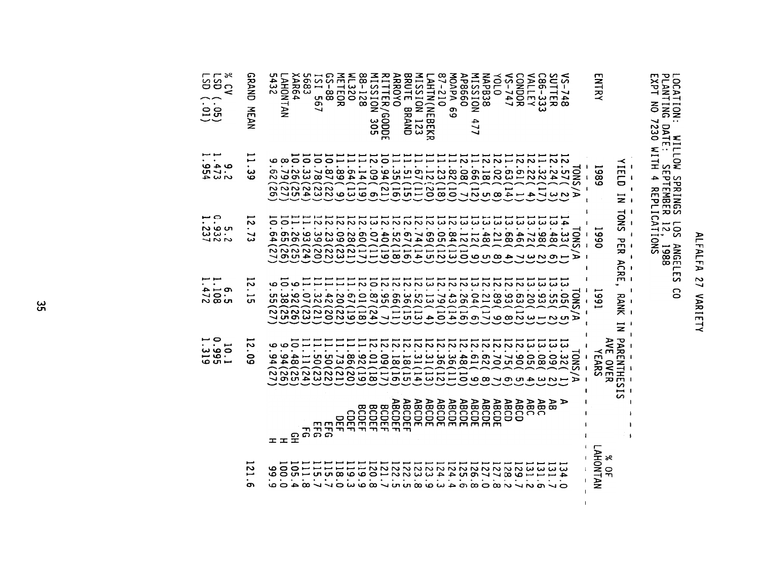# ALFALFA 27 VARIETY

LOCATION: WILLOW SPRINGS LOS ANGELES CO
PLANTING DATE: SEPTEMBER 12, 1988
EXPT NO 7230 WITH 4 REPLICATIONS

YIELD IN TONS PER ACRE, RANK IN PARENTHESIS

| ENTRY | 1989 | 1990 | 1991 | AVE OVER YEARS | | % OF LAHONTAN |
|---|---|---|---|---|---|---|
| | TONS/A | TONS/A | TONS/A | TONS/A | | |
| VS-748 | 12.57( 2) | 14.33( 1) | 13.05( 5) | 13.32( 1) | A | 134.0 |
| SUTTER | 12.24( 3) | 13.48( 6) | 13.55( 2) | 13.09( 2) | AB | 131.7 |
| C86-333 | 11.32(17) | 13.98( 2) | 13.93( 1) | 13.08( 3) | ABC | 131.6 |
| VALLEY | 12.22( 4) | 13.72( 3) | 13.20( 3) | 13.05( 4) | ABC | 131.2 |
| CONDOR | 12.61( 1) | 13.46( 7) | 12.63(12) | 12.90( 5) | ABCD | 129.7 |
| VS-747 | 11.63(14) | 13.68( 4) | 12.93( 8) | 12.75( 6) | ABCD | 128.2 |
| YOLO | 12.02( 8) | 13.21( 8) | 12.89( 9) | 12.70( 7) | ABCDE | 127.8 |
| NAPB38 | 12.18( 5) | 13.48( 5) | 12.21(17) | 12.62( 8) | ABCDE | 127.0 |
| MISSION 477 | 11.66(12) | 13.12( 9) | 13.04( 6) | 12.61( 9) | ABCDE | 126.8 |
| AP8660 | 12.08( 7) | 13.12(10) | 12.26(16) | 12.48(10) | ABCDE | 125.6 |
| MOAPA 69 | 11.82(10) | 12.84(13) | 12.43(14) | 12.36(11) | ABCDE | 124.4 |
| 87-210 | 11.23(18) | 13.05(12) | 12.79(10) | 12.36(12) | ABCDE | 124.3 |
| LAHTN(NEBEKR | 11.12(20) | 12.69(15) | 13.13( 4) | 12.31(13) | ABCDE | 123.9 |
| MISSION 123 | 11.67(11) | 12.74(14) | 12.52(13) | 12.31(14) | ABCDE | 123.8 |
| BRUTE BRAND | 11.51(15) | 12.67(16) | 12.36(15) | 12.18(15) | ABCDEF | 122.5 |
| ARROYO | 11.35(16) | 12.52(18) | 12.66(11) | 12.18(16) | ABCDEF | 122.5 |
| RITTER/GODDE | 10.94(21) | 12.40(19) | 12.95( 7) | 12.09(17) | BCDEF | 121.7 |
| MISSION 305 | 12.09( 6) | 13.07(11) | 10.87(24) | 12.01(18) | BCDEF | 120.8 |
| 88-128 | 11.14(19) | 12.60(17) | 12.01(18) | 11.92(19) | BCDEF | 119.9 |
| WL320 | 11.64(13) | 12.28(21) | 11.67(19) | 11.86(20) | CDEF | 119.3 |
| METEOR | 11.89( 9) | 12.09(23) | 11.20(22) | 11.73(21) | DEF | 118.0 |
| GS-88 | 10.87(22) | 12.23(22) | 11.42(20) | 11.50(22) | EFG | 115.7 |
| ISI 567 | 10.78(23) | 12.39(20) | 11.32(21) | 11.50(23) | EFG | 115.7 |
| 5683 | 10.33(24) | 11.93(24) | 11.07(23) | 11.11(24) | FG | 111.8 |
| XAR64 | 10.26(25) | 11.26(25) | 9.92(26) | 10.48(25) | GH | 105.4 |
| LAHONTAN | 8.79(27) | 10.65(26) | 10.38(25) | 9.94(26) | H | 100.0 |
| 5432 | 9.62(26) | 10.64(27) | 9.55(27) | 9.94(27) | H | 99.9 |
| | | | | | | |
| GRAND MEAN | 11.39 | 12.73 | 12.15 | 12.09 | | 121.6 |
| | | | | | | |
| % CV | 9.2 | 5.2 | 6.5 | 10.1 | | |
| LSD (.05) | 1.473 | 0.932 | 1.108 | 0.995 | | |
| LSD (.01) | 1.954 | 1.237 | 1.472 | 1.319 | | |